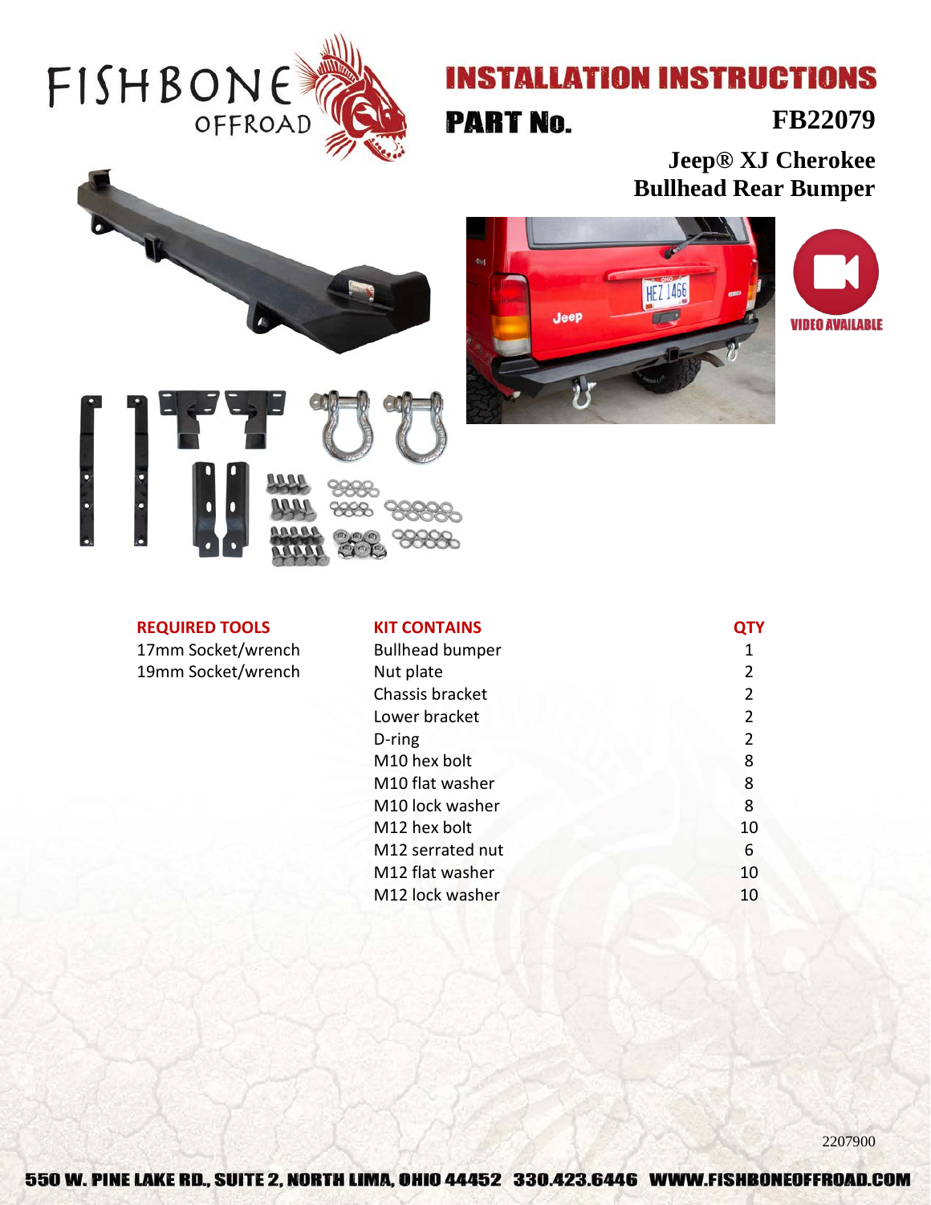# INSTALLATION INSTRUCTIONS

## PART No. FB22079

**Jeep® XJ Cherokee**
**Bullhead Rear Bumper**

VIDEO AVAILABLE

| REQUIRED TOOLS | KIT CONTAINS | QTY |
|---|---|---|
| 17mm Socket/wrench | Bullhead bumper | 1 |
| 19mm Socket/wrench | Nut plate | 2 |
| | Chassis bracket | 2 |
| | Lower bracket | 2 |
| | D-ring | 2 |
| | M10 hex bolt | 8 |
| | M10 flat washer | 8 |
| | M10 lock washer | 8 |
| | M12 hex bolt | 10 |
| | M12 serrated nut | 6 |
| | M12 flat washer | 10 |
| | M12 lock washer | 10 |

2207900

550 W. PINE LAKE RD., SUITE 2, NORTH LIMA, OHIO 44452 330.423.6446 WWW.FISHBONEOFFROAD.COM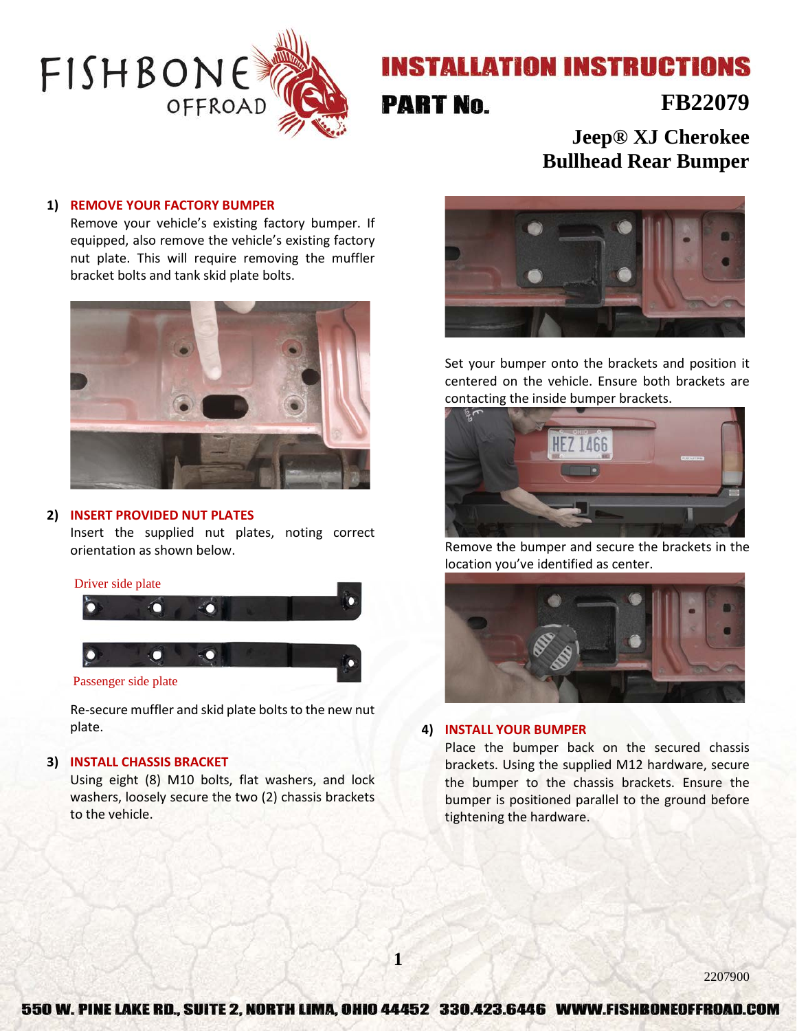# INSTALLATION INSTRUCTIONS

## PART No. FB22079

## Jeep® XJ Cherokee Bullhead Rear Bumper

**1) REMOVE YOUR FACTORY BUMPER**

Remove your vehicle's existing factory bumper. If equipped, also remove the vehicle's existing factory nut plate. This will require removing the muffler bracket bolts and tank skid plate bolts.

**2) INSERT PROVIDED NUT PLATES**

Insert the supplied nut plates, noting correct orientation as shown below.

Driver side plate

Passenger side plate

Re-secure muffler and skid plate bolts to the new nut plate.

**3) INSTALL CHASSIS BRACKET**

Using eight (8) M10 bolts, flat washers, and lock washers, loosely secure the two (2) chassis brackets to the vehicle.

Set your bumper onto the brackets and position it centered on the vehicle. Ensure both brackets are contacting the inside bumper brackets.

Remove the bumper and secure the brackets in the location you've identified as center.

**4) INSTALL YOUR BUMPER**

Place the bumper back on the secured chassis brackets. Using the supplied M12 hardware, secure the bumper to the chassis brackets. Ensure the bumper is positioned parallel to the ground before tightening the hardware.

2207900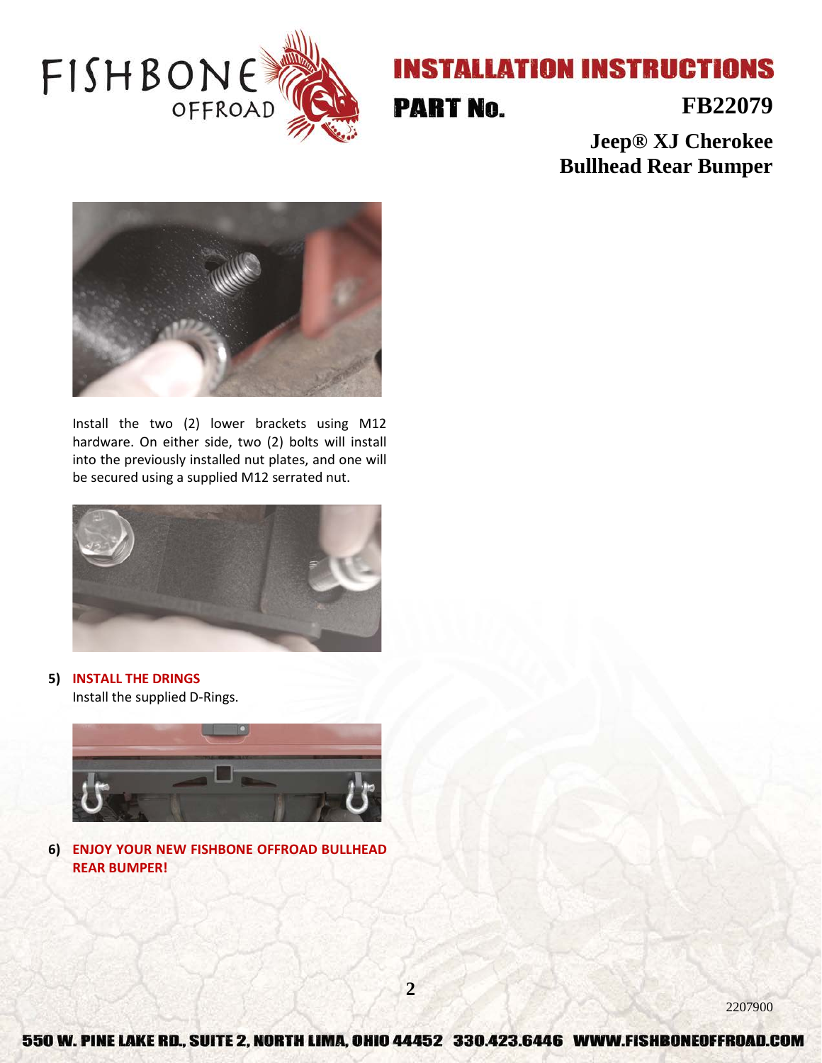Install the two (2) lower brackets using M12 hardware. On either side, two (2) bolts will install into the previously installed nut plates, and one will be secured using a supplied M12 serrated nut.

5) **INSTALL THE DRINGS**
   Install the supplied D-Rings.

6) **ENJOY YOUR NEW FISHBONE OFFROAD BULLHEAD REAR BUMPER!**